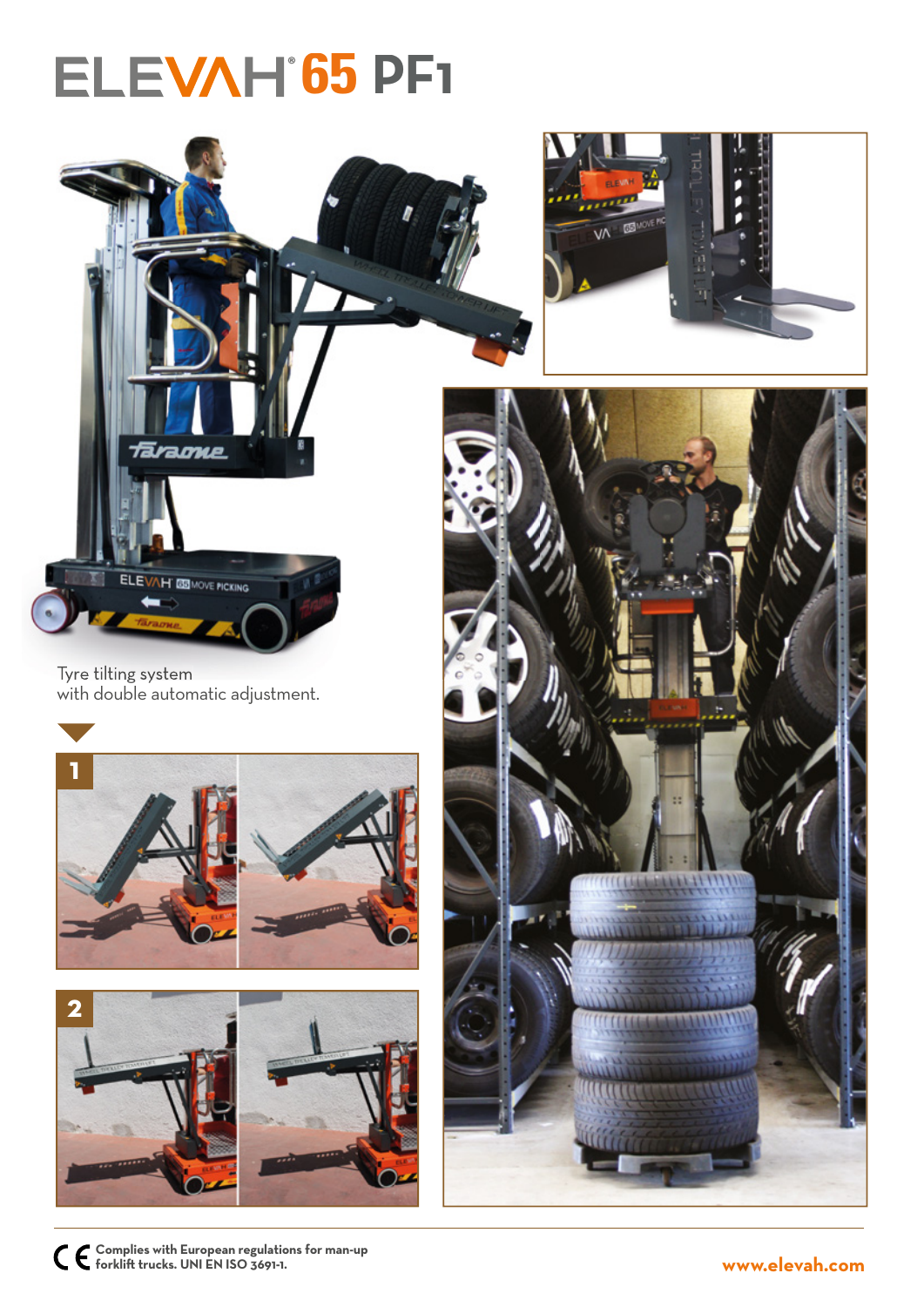# ELEVAH® 65 PF1

Tyre tilting system
with double automatic adjustment.

1

2

Complies with European regulations for man-up forklift trucks. UNI EN ISO 3691-1.

www.elevah.com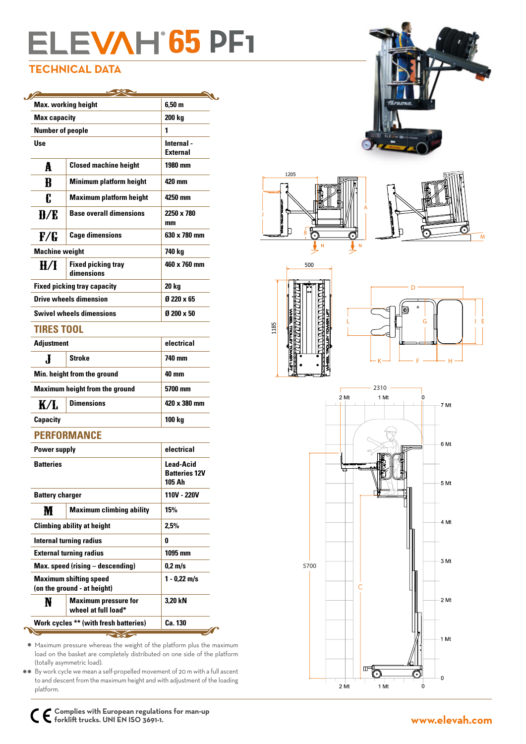# ELEVAH® 65 PF1

## TECHNICAL DATA

| | | |
|---|---|---|
| Max. working height | | 6,50 m |
| Max capacity | | 200 kg |
| Number of people | | 1 |
| Use | | Internal - External |
| A | Closed machine height | 1980 mm |
| B | Minimum platform height | 420 mm |
| C | Maximum platform height | 4250 mm |
| D/E | Base overall dimensions | 2250 x 780 mm |
| F/G | Cage dimensions | 630 x 780 mm |
| Machine weight | | 740 kg |
| H/I | Fixed picking tray dimensions | 460 x 760 mm |
| Fixed picking tray capacity | | 20 kg |
| Drive wheels dimension | | Ø 220 x 65 |
| Swivel wheels dimensions | | Ø 200 x 50 |

## TIRES TOOL

| | | |
|---|---|---|
| Adjustment | | electrical |
| J | Stroke | 740 mm |
| Min. height from the ground | | 40 mm |
| Maximum height from the ground | | 5700 mm |
| K/L | Dimensions | 420 x 380 mm |
| Capacity | | 100 kg |

## PERFORMANCE

| | | |
|---|---|---|
| Power supply | | electrical |
| Batteries | | Lead-Acid Batteries 12V 105 Ah |
| Battery charger | | 110V - 220V |
| M | Maximum climbing ability | 15% |
| Climbing ability at height | | 2,5% |
| Internal turning radius | | 0 |
| External turning radius | | 1095 mm |
| Max. speed (rising – descending) | | 0,2 m/s |
| Maximum shifting speed (on the ground - at height) | | 1 - 0,22 m/s |
| N | Maximum pressure for wheel at full load* | 3,20 kN |
| Work cycles ** (with fresh batteries) | | Ca. 130 |

\* Maximum pressure whereas the weight of the platform plus the maximum load on the basket are completely distributed on one side of the platform (totally asymmetric load).

\*\* By work cycle we mean a self-propelled movement of 20 m with a full ascent to and descent from the maximum height and with adjustment of the loading platform.

1205
A
J
B
N
N
M
500
1185
D
L
G
I E
K
F
H
2310
2 Mt
1 Mt
0
7 Mt
6 Mt
5 Mt
4 Mt
3 Mt
2 Mt
1 Mt
0
5700
C
2 Mt
1 Mt
0

CE Complies with European regulations for man-up forklift trucks. UNI EN ISO 3691-1.

www.elevah.com